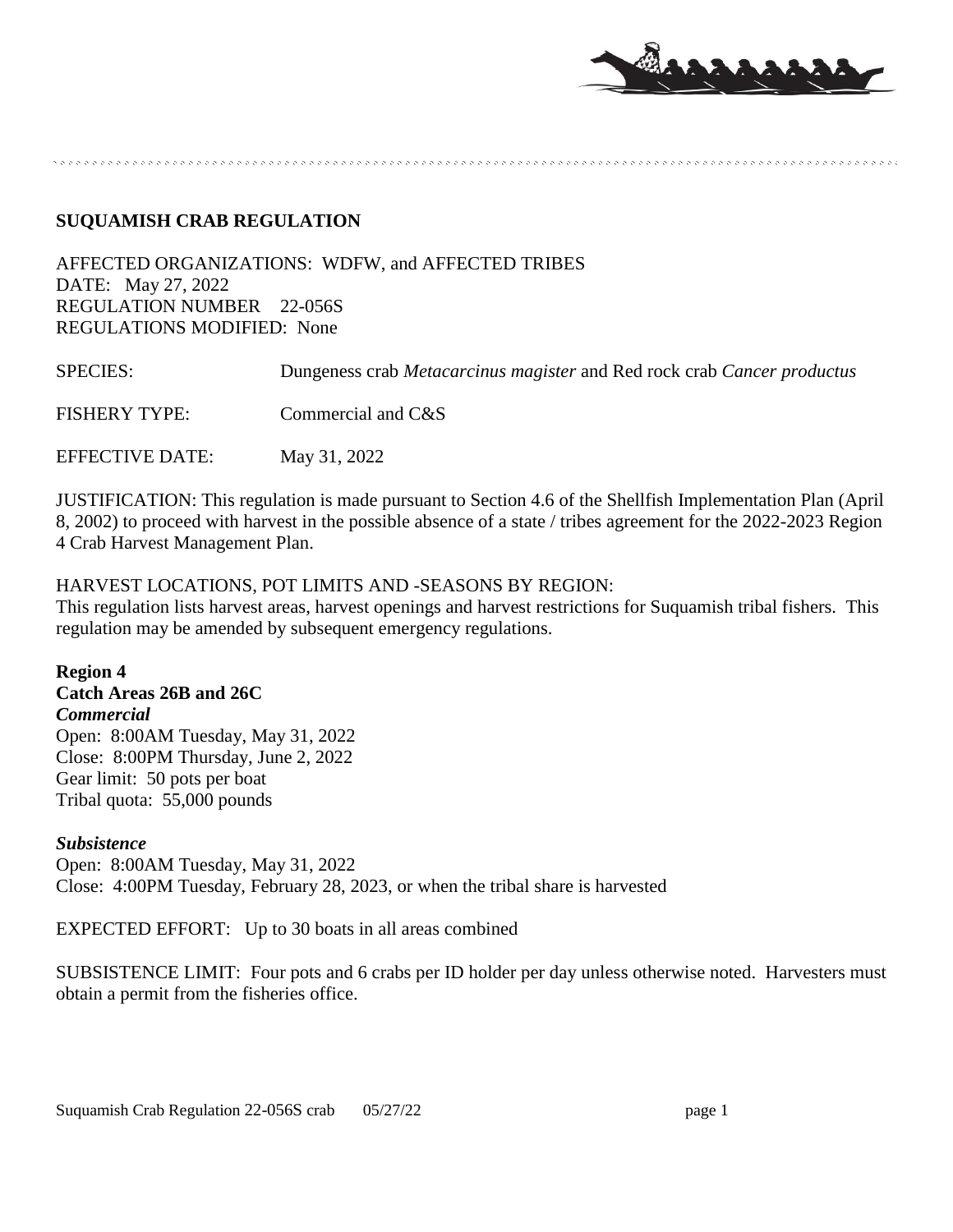## SUQUAMISH CRAB REGULATION

AFFECTED ORGANIZATIONS: WDFW, and AFFECTED TRIBES
DATE: May 27, 2022
REGULATION NUMBER 22-056S
REGULATIONS MODIFIED: None

SPECIES: Dungeness crab *Metacarcinus magister* and Red rock crab *Cancer productus*

FISHERY TYPE: Commercial and C&S

EFFECTIVE DATE: May 31, 2022

JUSTIFICATION: This regulation is made pursuant to Section 4.6 of the Shellfish Implementation Plan (April 8, 2002) to proceed with harvest in the possible absence of a state / tribes agreement for the 2022-2023 Region 4 Crab Harvest Management Plan.

HARVEST LOCATIONS, POT LIMITS AND -SEASONS BY REGION:
This regulation lists harvest areas, harvest openings and harvest restrictions for Suquamish tribal fishers. This regulation may be amended by subsequent emergency regulations.

**Region 4**
**Catch Areas 26B and 26C**
***Commercial***
Open: 8:00AM Tuesday, May 31, 2022
Close: 8:00PM Thursday, June 2, 2022
Gear limit: 50 pots per boat
Tribal quota: 55,000 pounds

***Subsistence***
Open: 8:00AM Tuesday, May 31, 2022
Close: 4:00PM Tuesday, February 28, 2023, or when the tribal share is harvested

EXPECTED EFFORT: Up to 30 boats in all areas combined

SUBSISTENCE LIMIT: Four pots and 6 crabs per ID holder per day unless otherwise noted. Harvesters must obtain a permit from the fisheries office.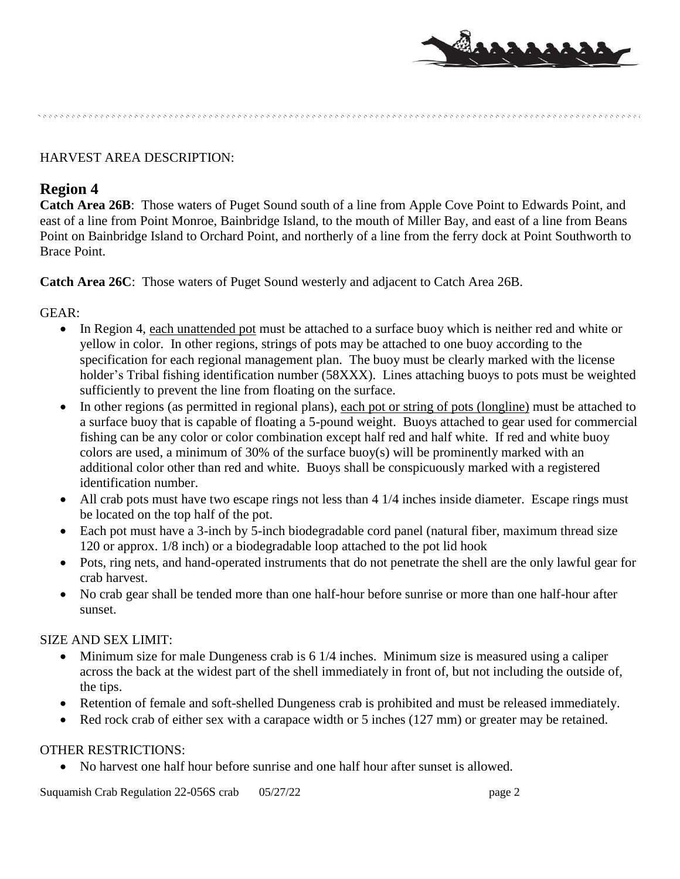HARVEST AREA DESCRIPTION:

## Region 4

**Catch Area 26B**: Those waters of Puget Sound south of a line from Apple Cove Point to Edwards Point, and east of a line from Point Monroe, Bainbridge Island, to the mouth of Miller Bay, and east of a line from Beans Point on Bainbridge Island to Orchard Point, and northerly of a line from the ferry dock at Point Southworth to Brace Point.

**Catch Area 26C**: Those waters of Puget Sound westerly and adjacent to Catch Area 26B.

GEAR:

- In Region 4, each unattended pot must be attached to a surface buoy which is neither red and white or yellow in color. In other regions, strings of pots may be attached to one buoy according to the specification for each regional management plan. The buoy must be clearly marked with the license holder's Tribal fishing identification number (58XXX). Lines attaching buoys to pots must be weighted sufficiently to prevent the line from floating on the surface.
- In other regions (as permitted in regional plans), each pot or string of pots (longline) must be attached to a surface buoy that is capable of floating a 5-pound weight. Buoys attached to gear used for commercial fishing can be any color or color combination except half red and half white. If red and white buoy colors are used, a minimum of 30% of the surface buoy(s) will be prominently marked with an additional color other than red and white. Buoys shall be conspicuously marked with a registered identification number.
- All crab pots must have two escape rings not less than 4 1/4 inches inside diameter. Escape rings must be located on the top half of the pot.
- Each pot must have a 3-inch by 5-inch biodegradable cord panel (natural fiber, maximum thread size 120 or approx. 1/8 inch) or a biodegradable loop attached to the pot lid hook
- Pots, ring nets, and hand-operated instruments that do not penetrate the shell are the only lawful gear for crab harvest.
- No crab gear shall be tended more than one half-hour before sunrise or more than one half-hour after sunset.

SIZE AND SEX LIMIT:

- Minimum size for male Dungeness crab is 6 1/4 inches. Minimum size is measured using a caliper across the back at the widest part of the shell immediately in front of, but not including the outside of, the tips.
- Retention of female and soft-shelled Dungeness crab is prohibited and must be released immediately.
- Red rock crab of either sex with a carapace width or 5 inches (127 mm) or greater may be retained.

OTHER RESTRICTIONS:

- No harvest one half hour before sunrise and one half hour after sunset is allowed.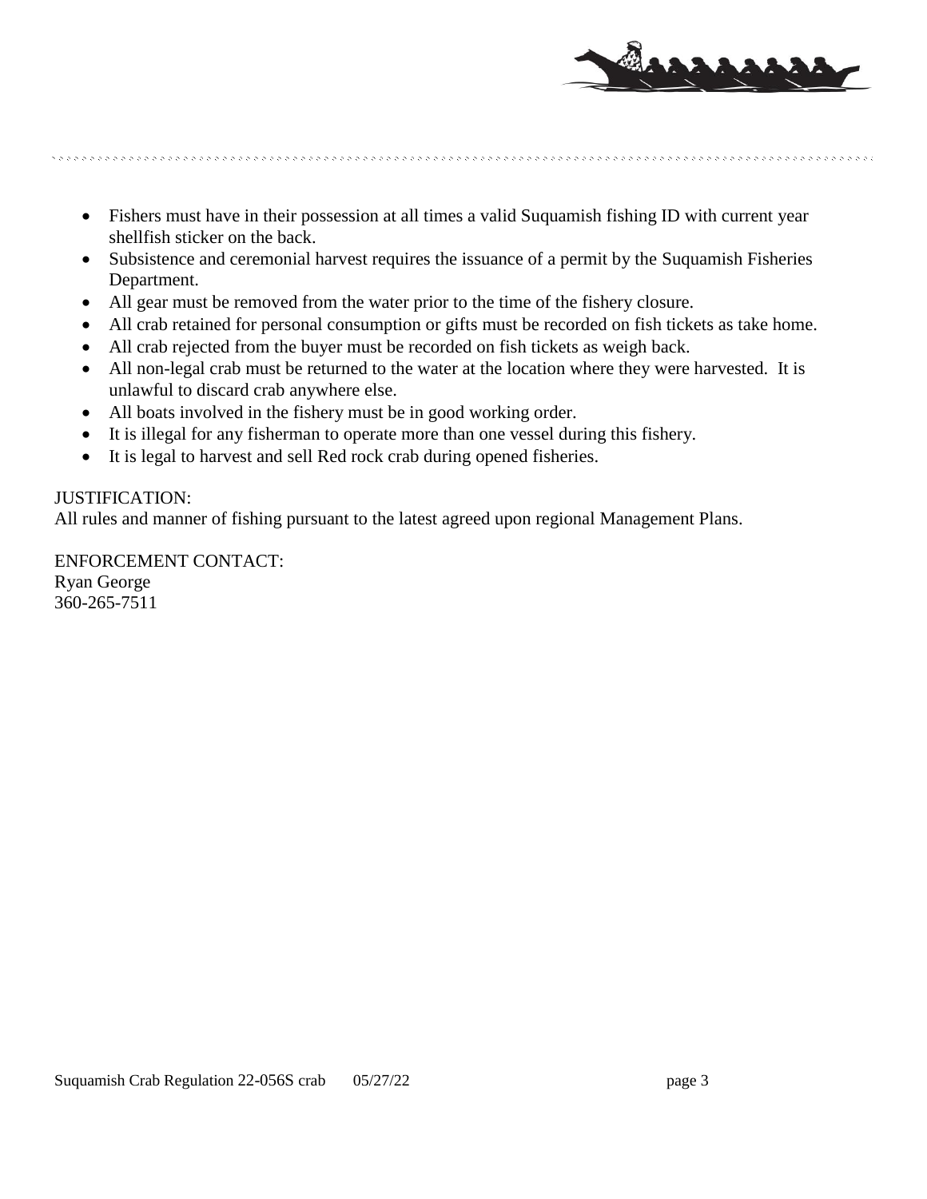- Fishers must have in their possession at all times a valid Suquamish fishing ID with current year shellfish sticker on the back.
- Subsistence and ceremonial harvest requires the issuance of a permit by the Suquamish Fisheries Department.
- All gear must be removed from the water prior to the time of the fishery closure.
- All crab retained for personal consumption or gifts must be recorded on fish tickets as take home.
- All crab rejected from the buyer must be recorded on fish tickets as weigh back.
- All non-legal crab must be returned to the water at the location where they were harvested. It is unlawful to discard crab anywhere else.
- All boats involved in the fishery must be in good working order.
- It is illegal for any fisherman to operate more than one vessel during this fishery.
- It is legal to harvest and sell Red rock crab during opened fisheries.

JUSTIFICATION:
All rules and manner of fishing pursuant to the latest agreed upon regional Management Plans.

ENFORCEMENT CONTACT:
Ryan George
360-265-7511